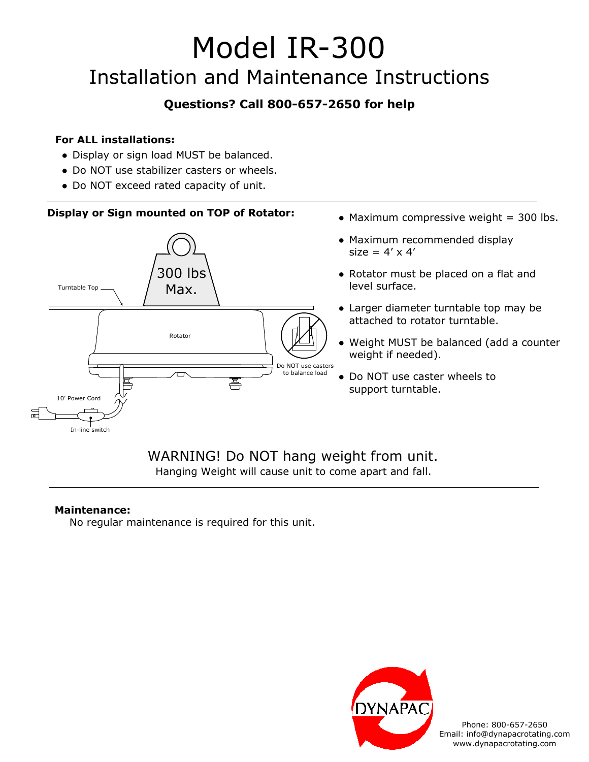# Model IR-300

## Installation and Maintenance Instructions

**Questions? Call 800-657-2650 for help**

**For ALL installations:**

- Display or sign load MUST be balanced.
- Do NOT use stabilizer casters or wheels.
- Do NOT exceed rated capacity of unit.

**Display or Sign mounted on TOP of Rotator:**

Turntable Top

300 lbs Max.

Rotator

Do NOT use casters to balance load

10' Power Cord

In-line switch

- Maximum compressive weight = 300 lbs.
- Maximum recommended display size = 4' x 4'
- Rotator must be placed on a flat and level surface.
- Larger diameter turntable top may be attached to rotator turntable.
- Weight MUST be balanced (add a counter weight if needed).
- Do NOT use caster wheels to support turntable.

WARNING! Do NOT hang weight from unit.

Hanging Weight will cause unit to come apart and fall.

**Maintenance:**

No regular maintenance is required for this unit.

DYNAPAC

Phone: 800-657-2650
Email: info@dynapacrotating.com
www.dynapacrotating.com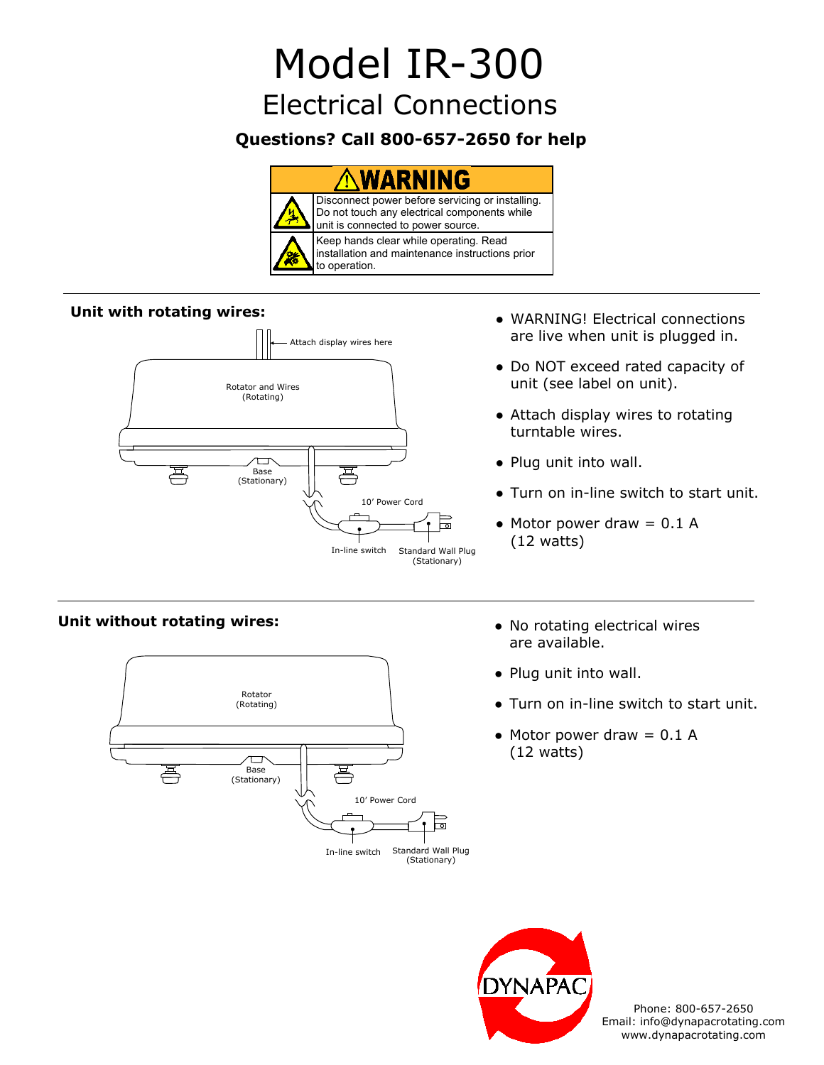# Model IR-300

## Electrical Connections

**Questions? Call 800-657-2650 for help**

**⚠WARNING**

| | |
|---|---|
| | Disconnect power before servicing or installing. Do not touch any electrical components while unit is connected to power source. |
| | Keep hands clear while operating. Read installation and maintenance instructions prior to operation. |

---

**Unit with rotating wires:**

Attach display wires here

Rotator and Wires
(Rotating)

Base
(Stationary)

10' Power Cord

In-line switch

Standard Wall Plug
(Stationary)

- WARNING! Electrical connections are live when unit is plugged in.
- Do NOT exceed rated capacity of unit (see label on unit).
- Attach display wires to rotating turntable wires.
- Plug unit into wall.
- Turn on in-line switch to start unit.
- Motor power draw = 0.1 A (12 watts)

---

**Unit without rotating wires:**

Rotator
(Rotating)

Base
(Stationary)

10' Power Cord

In-line switch

Standard Wall Plug
(Stationary)

- No rotating electrical wires are available.
- Plug unit into wall.
- Turn on in-line switch to start unit.
- Motor power draw = 0.1 A (12 watts)

DYNAPAC

Phone: 800-657-2650
Email: info@dynapacrotating.com
www.dynapacrotating.com